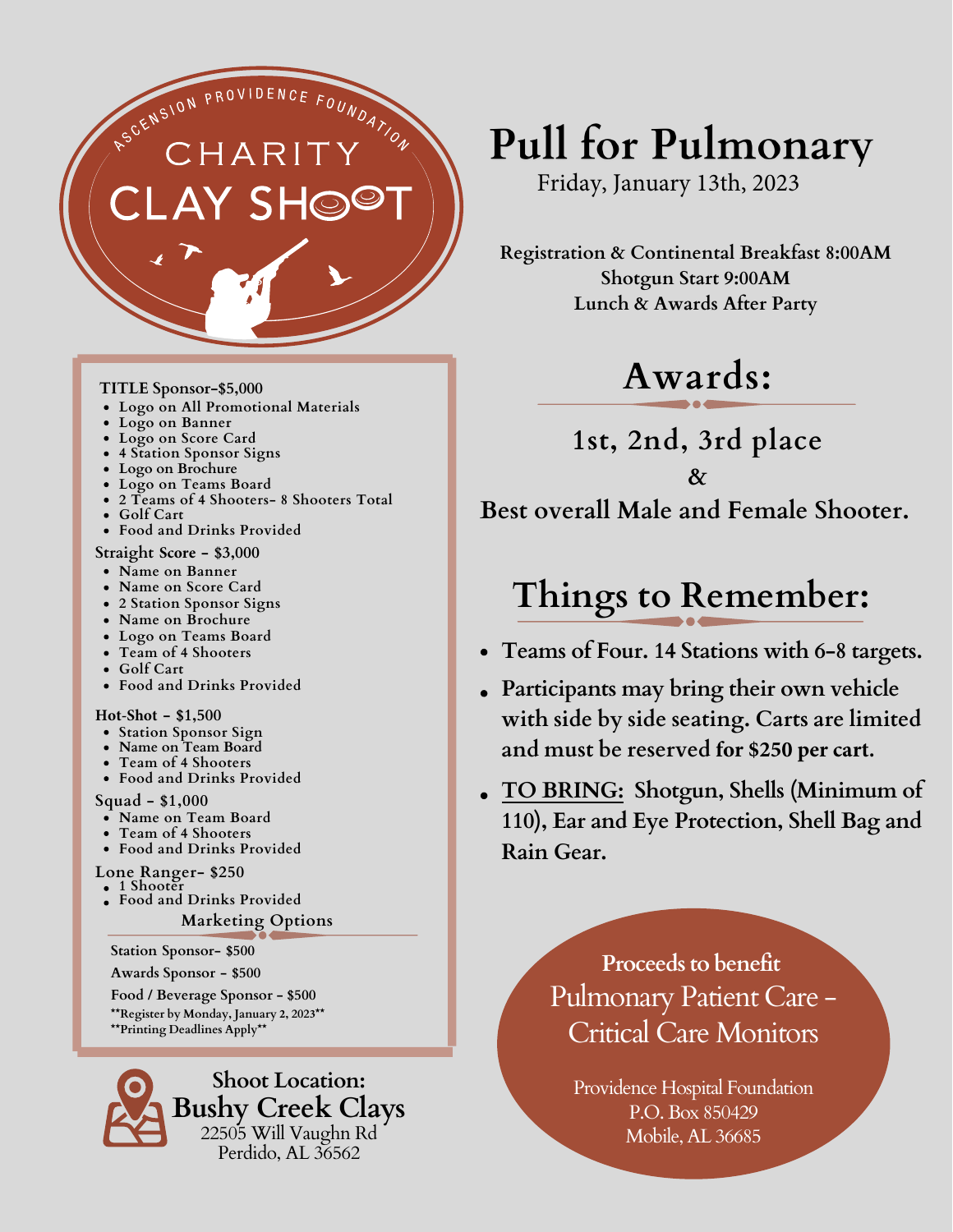ASCENSION PROVIDENCE FOUNDATION

CHARITY CLAY SHOOT

# Pull for Pulmonary

Friday, January 13th, 2023

**Registration & Continental Breakfast 8:00AM**
**Shotgun Start 9:00AM**
**Lunch & Awards After Party**

## Awards:

**1st, 2nd, 3rd place**
**&**
**Best overall Male and Female Shooter.**

## Things to Remember:

- **Teams of Four. 14 Stations with 6-8 targets.**
- **Participants may bring their own vehicle with side by side seating. Carts are limited and must be reserved for $250 per cart.**
- **TO BRING: Shotgun, Shells (Minimum of 110), Ear and Eye Protection, Shell Bag and Rain Gear.**

**TITLE Sponsor-$5,000**

- Logo on All Promotional Materials
- Logo on Banner
- Logo on Score Card
- 4 Station Sponsor Signs
- Logo on Brochure
- Logo on Teams Board
- 2 Teams of 4 Shooters- 8 Shooters Total
- Golf Cart
- Food and Drinks Provided

**Straight Score - $3,000**

- Name on Banner
- Name on Score Card
- 2 Station Sponsor Signs
- Name on Brochure
- Logo on Teams Board
- Team of 4 Shooters
- Golf Cart
- Food and Drinks Provided

**Hot-Shot - $1,500**

- Station Sponsor Sign
- Name on Team Board
- Team of 4 Shooters
- Food and Drinks Provided

**Squad - $1,000**

- Name on Team Board
- Team of 4 Shooters
- Food and Drinks Provided

**Lone Ranger- $250**

- 1 Shooter
- Food and Drinks Provided

### Marketing Options

**Station Sponsor- $500**

**Awards Sponsor - $500**

**Food / Beverage Sponsor - $500**

**\*\*Register by Monday, January 2, 2023\*\***
**\*\*Printing Deadlines Apply\*\***

**Shoot Location:**
**Bushy Creek Clays**
22505 Will Vaughn Rd
Perdido, AL 36562

**Proceeds to benefit**
Pulmonary Patient Care - Critical Care Monitors

Providence Hospital Foundation
P.O. Box 850429
Mobile, AL 36685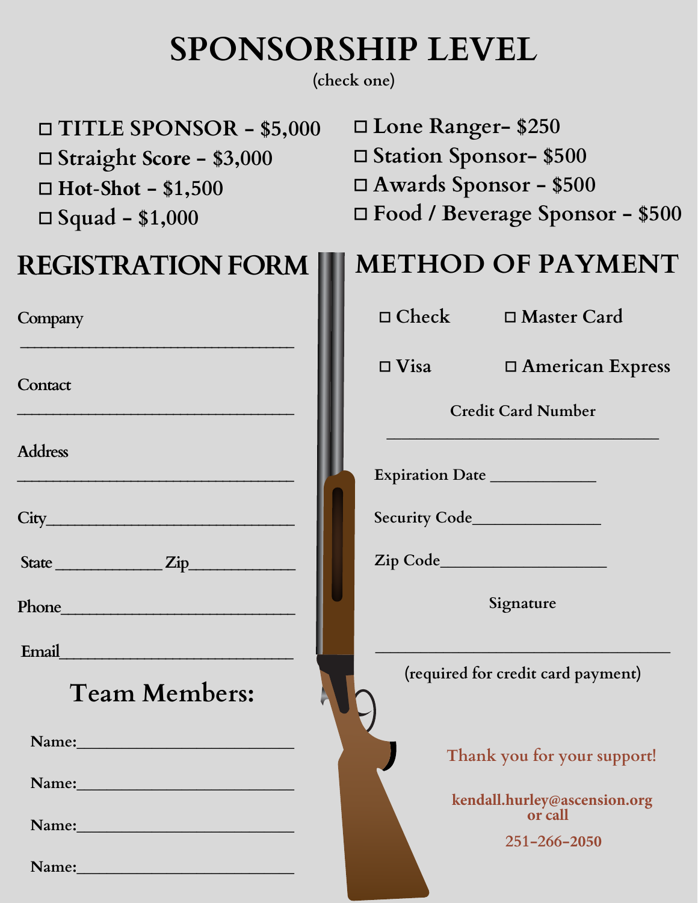# SPONSORSHIP LEVEL

(check one)

- ☐ TITLE SPONSOR – $5,000
- ☐ Straight Score – $3,000
- ☐ Hot-Shot – $1,500
- ☐ Squad – $1,000
- ☐ Lone Ranger- $250
- ☐ Station Sponsor- $500
- ☐ Awards Sponsor – $500
- ☐ Food / Beverage Sponsor – $500

## REGISTRATION FORM

Company

_______________________________

Contact

_______________________________

Address

_______________________________

City_____________________________

State ____________ Zip____________

Phone___________________________

Email___________________________

### Team Members:

Name:___________________________

Name:___________________________

Name:___________________________

Name:___________________________

## METHOD OF PAYMENT

☐ Check ☐ Master Card

☐ Visa ☐ American Express

Credit Card Number

_______________________________

Expiration Date ____________

Security Code_______________

Zip Code___________________

Signature

_______________________________

(required for credit card payment)

Thank you for your support!

kendall.hurley@ascension.org
or call

251-266-2050